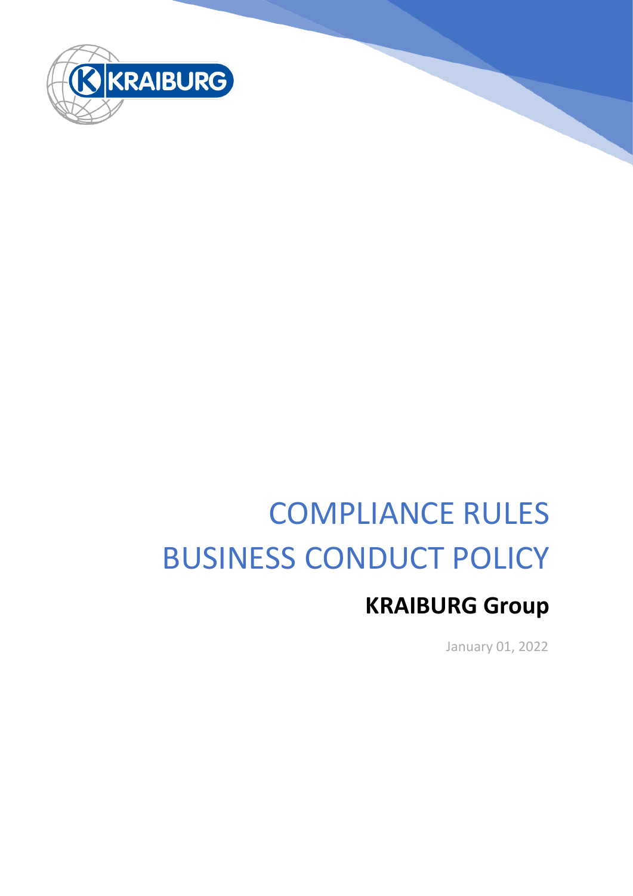# COMPLIANCE RULES
# BUSINESS CONDUCT POLICY

## KRAIBURG Group

January 01, 2022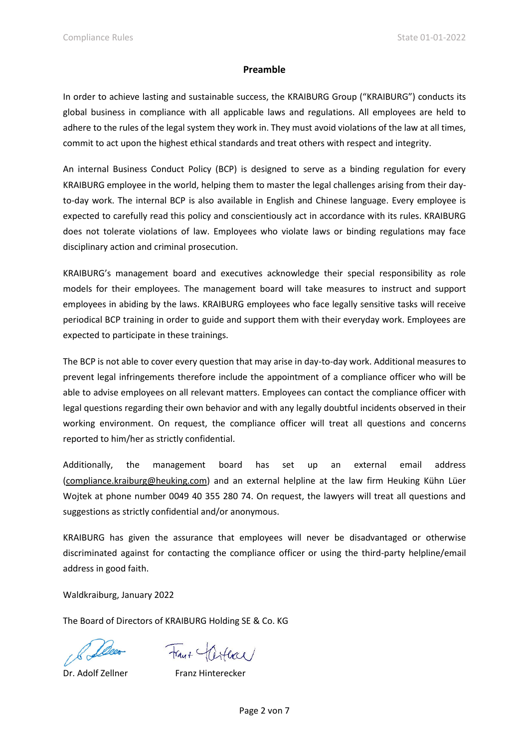## Preamble

In order to achieve lasting and sustainable success, the KRAIBURG Group ("KRAIBURG") conducts its global business in compliance with all applicable laws and regulations. All employees are held to adhere to the rules of the legal system they work in. They must avoid violations of the law at all times, commit to act upon the highest ethical standards and treat others with respect and integrity.

An internal Business Conduct Policy (BCP) is designed to serve as a binding regulation for every KRAIBURG employee in the world, helping them to master the legal challenges arising from their day-to-day work. The internal BCP is also available in English and Chinese language. Every employee is expected to carefully read this policy and conscientiously act in accordance with its rules. KRAIBURG does not tolerate violations of law. Employees who violate laws or binding regulations may face disciplinary action and criminal prosecution.

KRAIBURG's management board and executives acknowledge their special responsibility as role models for their employees. The management board will take measures to instruct and support employees in abiding by the laws. KRAIBURG employees who face legally sensitive tasks will receive periodical BCP training in order to guide and support them with their everyday work. Employees are expected to participate in these trainings.

The BCP is not able to cover every question that may arise in day-to-day work. Additional measures to prevent legal infringements therefore include the appointment of a compliance officer who will be able to advise employees on all relevant matters. Employees can contact the compliance officer with legal questions regarding their own behavior and with any legally doubtful incidents observed in their working environment. On request, the compliance officer will treat all questions and concerns reported to him/her as strictly confidential.

Additionally, the management board has set up an external email address (compliance.kraiburg@heuking.com) and an external helpline at the law firm Heuking Kühn Lüer Wojtek at phone number 0049 40 355 280 74. On request, the lawyers will treat all questions and suggestions as strictly confidential and/or anonymous.

KRAIBURG has given the assurance that employees will never be disadvantaged or otherwise discriminated against for contacting the compliance officer or using the third-party helpline/email address in good faith.

Waldkraiburg, January 2022

The Board of Directors of KRAIBURG Holding SE & Co. KG

Dr. Adolf Zellner          Franz Hinterecker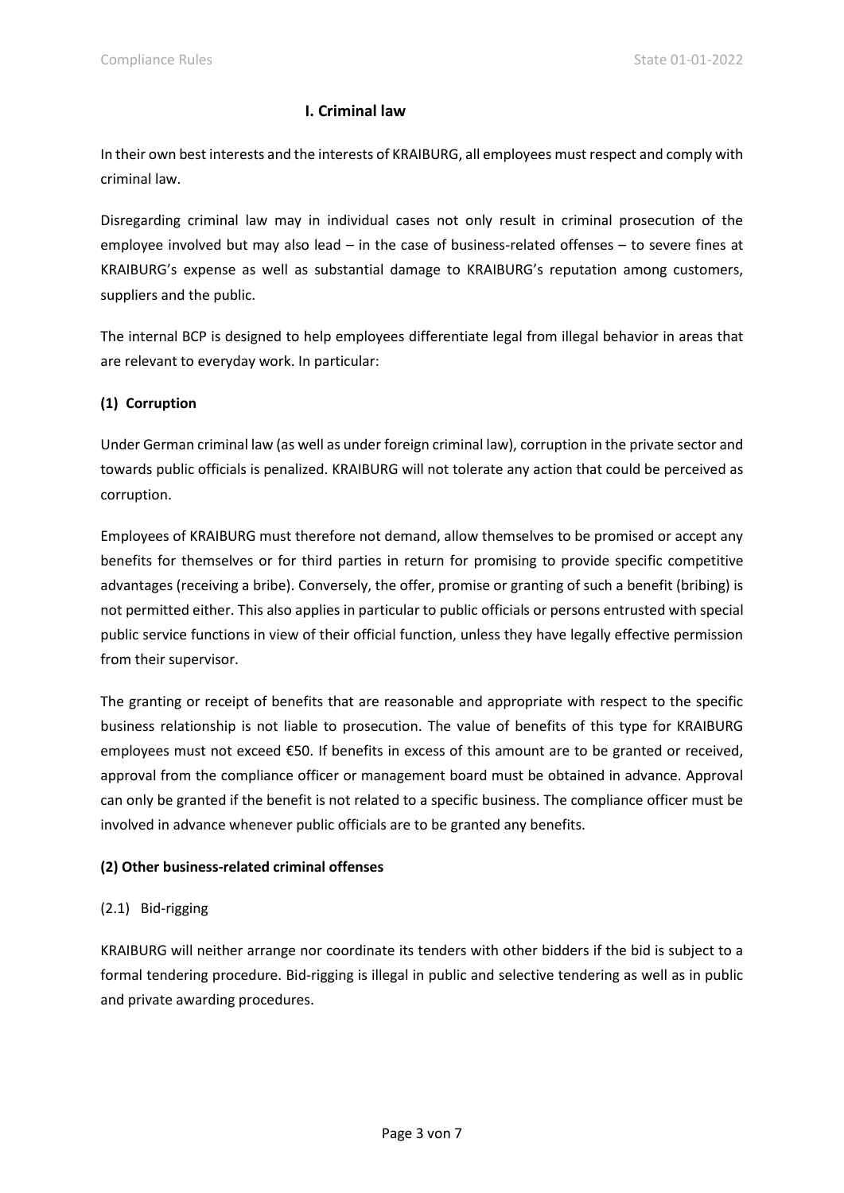## I. Criminal law

In their own best interests and the interests of KRAIBURG, all employees must respect and comply with criminal law.

Disregarding criminal law may in individual cases not only result in criminal prosecution of the employee involved but may also lead – in the case of business-related offenses – to severe fines at KRAIBURG's expense as well as substantial damage to KRAIBURG's reputation among customers, suppliers and the public.

The internal BCP is designed to help employees differentiate legal from illegal behavior in areas that are relevant to everyday work. In particular:

### (1) Corruption

Under German criminal law (as well as under foreign criminal law), corruption in the private sector and towards public officials is penalized. KRAIBURG will not tolerate any action that could be perceived as corruption.

Employees of KRAIBURG must therefore not demand, allow themselves to be promised or accept any benefits for themselves or for third parties in return for promising to provide specific competitive advantages (receiving a bribe). Conversely, the offer, promise or granting of such a benefit (bribing) is not permitted either. This also applies in particular to public officials or persons entrusted with special public service functions in view of their official function, unless they have legally effective permission from their supervisor.

The granting or receipt of benefits that are reasonable and appropriate with respect to the specific business relationship is not liable to prosecution. The value of benefits of this type for KRAIBURG employees must not exceed €50. If benefits in excess of this amount are to be granted or received, approval from the compliance officer or management board must be obtained in advance. Approval can only be granted if the benefit is not related to a specific business. The compliance officer must be involved in advance whenever public officials are to be granted any benefits.

### (2) Other business-related criminal offenses

(2.1) Bid-rigging

KRAIBURG will neither arrange nor coordinate its tenders with other bidders if the bid is subject to a formal tendering procedure. Bid-rigging is illegal in public and selective tendering as well as in public and private awarding procedures.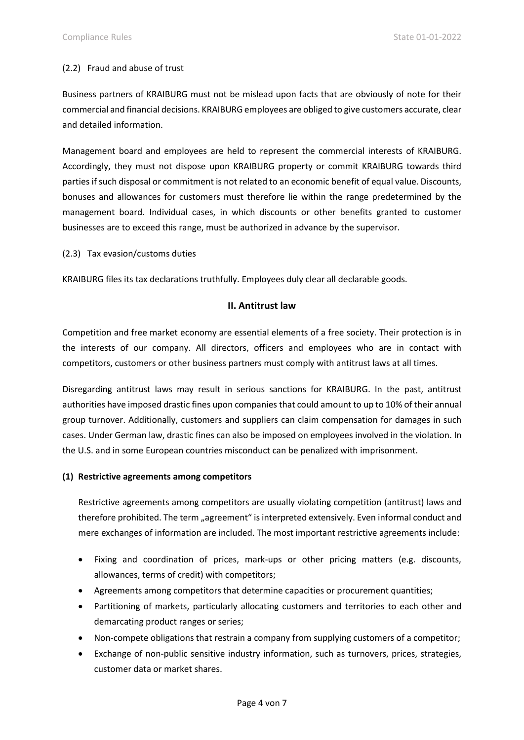(2.2) Fraud and abuse of trust

Business partners of KRAIBURG must not be mislead upon facts that are obviously of note for their commercial and financial decisions. KRAIBURG employees are obliged to give customers accurate, clear and detailed information.

Management board and employees are held to represent the commercial interests of KRAIBURG. Accordingly, they must not dispose upon KRAIBURG property or commit KRAIBURG towards third parties if such disposal or commitment is not related to an economic benefit of equal value. Discounts, bonuses and allowances for customers must therefore lie within the range predetermined by the management board. Individual cases, in which discounts or other benefits granted to customer businesses are to exceed this range, must be authorized in advance by the supervisor.

(2.3) Tax evasion/customs duties

KRAIBURG files its tax declarations truthfully. Employees duly clear all declarable goods.

## II. Antitrust law

Competition and free market economy are essential elements of a free society. Their protection is in the interests of our company. All directors, officers and employees who are in contact with competitors, customers or other business partners must comply with antitrust laws at all times.

Disregarding antitrust laws may result in serious sanctions for KRAIBURG. In the past, antitrust authorities have imposed drastic fines upon companies that could amount to up to 10% of their annual group turnover. Additionally, customers and suppliers can claim compensation for damages in such cases. Under German law, drastic fines can also be imposed on employees involved in the violation. In the U.S. and in some European countries misconduct can be penalized with imprisonment.

**(1) Restrictive agreements among competitors**

Restrictive agreements among competitors are usually violating competition (antitrust) laws and therefore prohibited. The term „agreement“ is interpreted extensively. Even informal conduct and mere exchanges of information are included. The most important restrictive agreements include:

- Fixing and coordination of prices, mark-ups or other pricing matters (e.g. discounts, allowances, terms of credit) with competitors;
- Agreements among competitors that determine capacities or procurement quantities;
- Partitioning of markets, particularly allocating customers and territories to each other and demarcating product ranges or series;
- Non-compete obligations that restrain a company from supplying customers of a competitor;
- Exchange of non-public sensitive industry information, such as turnovers, prices, strategies, customer data or market shares.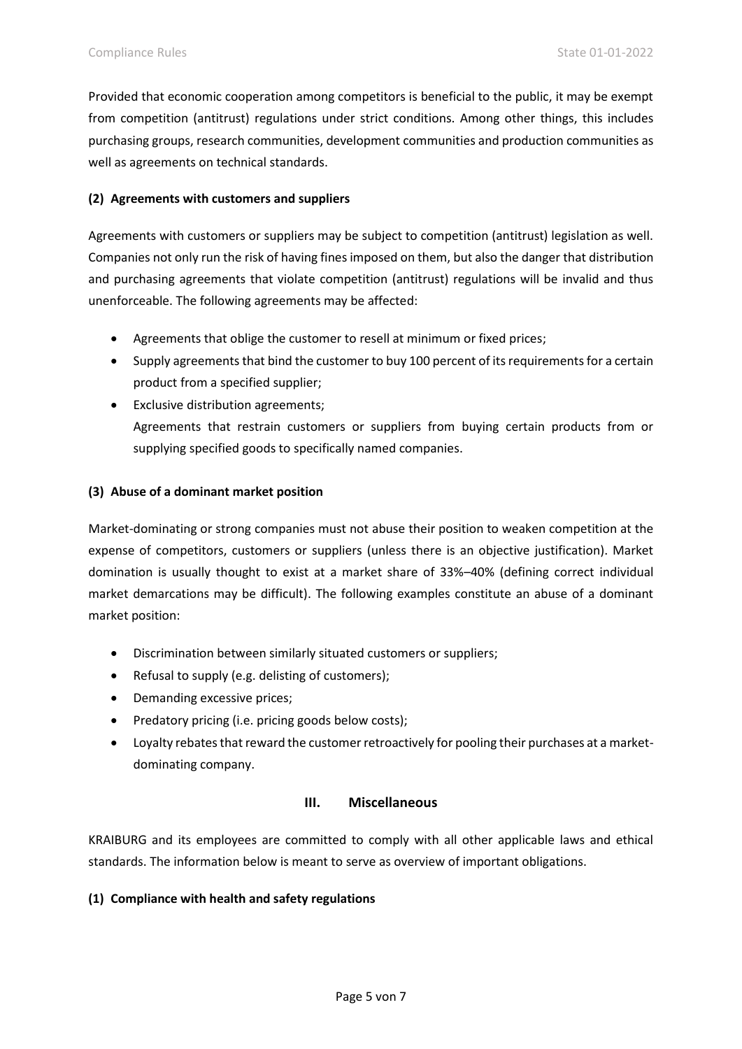Provided that economic cooperation among competitors is beneficial to the public, it may be exempt from competition (antitrust) regulations under strict conditions. Among other things, this includes purchasing groups, research communities, development communities and production communities as well as agreements on technical standards.

**(2) Agreements with customers and suppliers**

Agreements with customers or suppliers may be subject to competition (antitrust) legislation as well. Companies not only run the risk of having fines imposed on them, but also the danger that distribution and purchasing agreements that violate competition (antitrust) regulations will be invalid and thus unenforceable. The following agreements may be affected:

- Agreements that oblige the customer to resell at minimum or fixed prices;
- Supply agreements that bind the customer to buy 100 percent of its requirements for a certain product from a specified supplier;
- Exclusive distribution agreements;
  Agreements that restrain customers or suppliers from buying certain products from or supplying specified goods to specifically named companies.

**(3) Abuse of a dominant market position**

Market-dominating or strong companies must not abuse their position to weaken competition at the expense of competitors, customers or suppliers (unless there is an objective justification). Market domination is usually thought to exist at a market share of 33%–40% (defining correct individual market demarcations may be difficult). The following examples constitute an abuse of a dominant market position:

- Discrimination between similarly situated customers or suppliers;
- Refusal to supply (e.g. delisting of customers);
- Demanding excessive prices;
- Predatory pricing (i.e. pricing goods below costs);
- Loyalty rebates that reward the customer retroactively for pooling their purchases at a market-dominating company.

## III. Miscellaneous

KRAIBURG and its employees are committed to comply with all other applicable laws and ethical standards. The information below is meant to serve as overview of important obligations.

**(1) Compliance with health and safety regulations**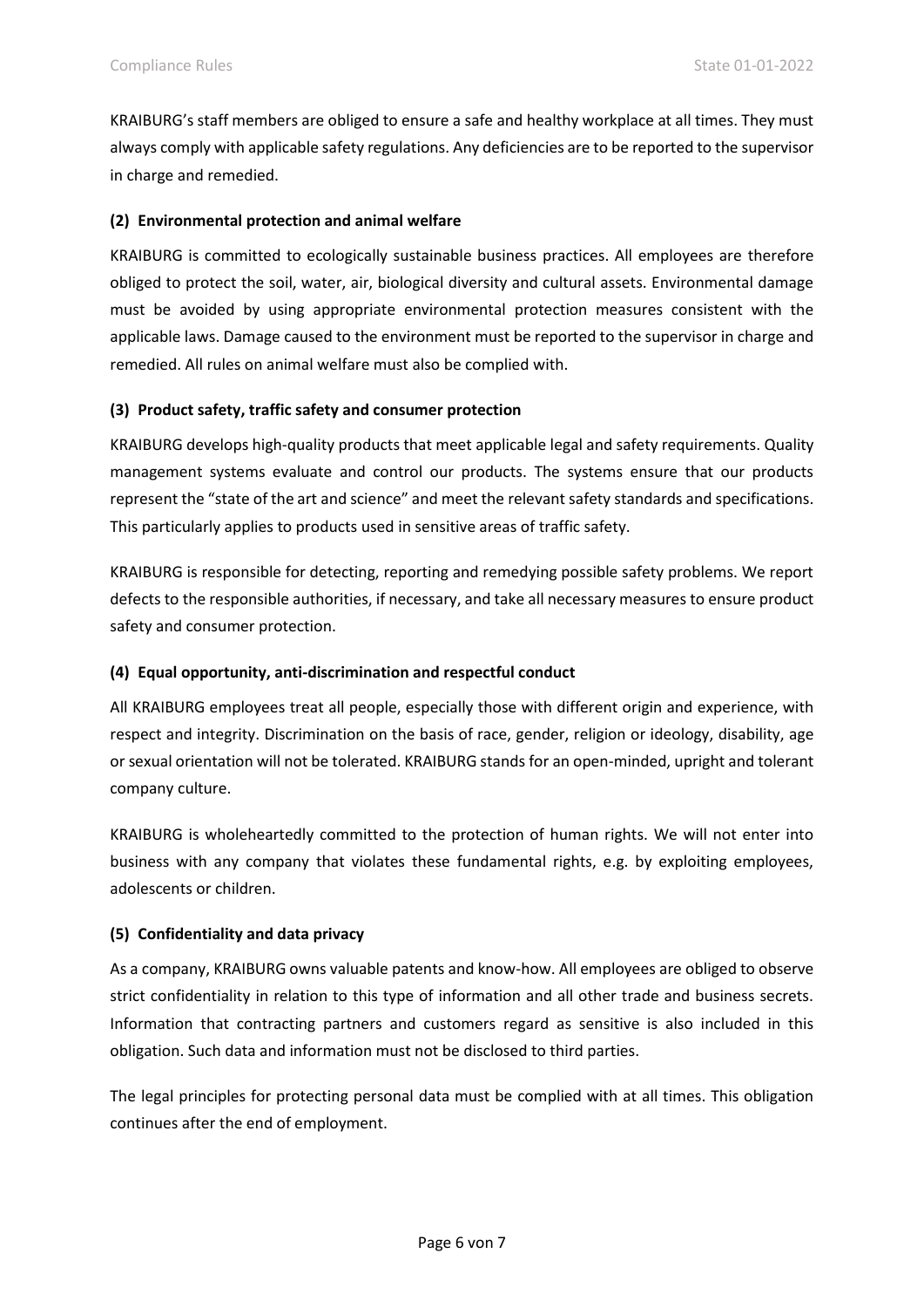KRAIBURG's staff members are obliged to ensure a safe and healthy workplace at all times. They must always comply with applicable safety regulations. Any deficiencies are to be reported to the supervisor in charge and remedied.

**(2) Environmental protection and animal welfare**

KRAIBURG is committed to ecologically sustainable business practices. All employees are therefore obliged to protect the soil, water, air, biological diversity and cultural assets. Environmental damage must be avoided by using appropriate environmental protection measures consistent with the applicable laws. Damage caused to the environment must be reported to the supervisor in charge and remedied. All rules on animal welfare must also be complied with.

**(3) Product safety, traffic safety and consumer protection**

KRAIBURG develops high-quality products that meet applicable legal and safety requirements. Quality management systems evaluate and control our products. The systems ensure that our products represent the "state of the art and science" and meet the relevant safety standards and specifications. This particularly applies to products used in sensitive areas of traffic safety.

KRAIBURG is responsible for detecting, reporting and remedying possible safety problems. We report defects to the responsible authorities, if necessary, and take all necessary measures to ensure product safety and consumer protection.

**(4) Equal opportunity, anti-discrimination and respectful conduct**

All KRAIBURG employees treat all people, especially those with different origin and experience, with respect and integrity. Discrimination on the basis of race, gender, religion or ideology, disability, age or sexual orientation will not be tolerated. KRAIBURG stands for an open-minded, upright and tolerant company culture.

KRAIBURG is wholeheartedly committed to the protection of human rights. We will not enter into business with any company that violates these fundamental rights, e.g. by exploiting employees, adolescents or children.

**(5) Confidentiality and data privacy**

As a company, KRAIBURG owns valuable patents and know-how. All employees are obliged to observe strict confidentiality in relation to this type of information and all other trade and business secrets. Information that contracting partners and customers regard as sensitive is also included in this obligation. Such data and information must not be disclosed to third parties.

The legal principles for protecting personal data must be complied with at all times. This obligation continues after the end of employment.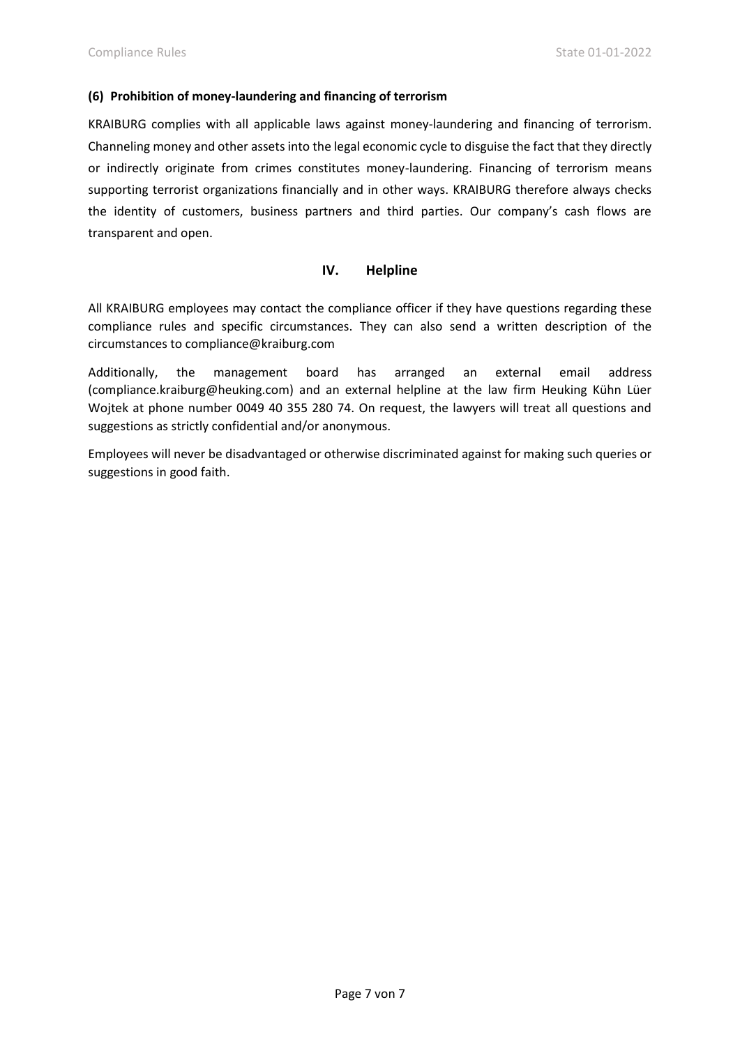**(6) Prohibition of money-laundering and financing of terrorism**

KRAIBURG complies with all applicable laws against money-laundering and financing of terrorism. Channeling money and other assets into the legal economic cycle to disguise the fact that they directly or indirectly originate from crimes constitutes money-laundering. Financing of terrorism means supporting terrorist organizations financially and in other ways. KRAIBURG therefore always checks the identity of customers, business partners and third parties. Our company's cash flows are transparent and open.

## IV. Helpline

All KRAIBURG employees may contact the compliance officer if they have questions regarding these compliance rules and specific circumstances. They can also send a written description of the circumstances to compliance@kraiburg.com

Additionally, the management board has arranged an external email address (compliance.kraiburg@heuking.com) and an external helpline at the law firm Heuking Kühn Lüer Wojtek at phone number 0049 40 355 280 74. On request, the lawyers will treat all questions and suggestions as strictly confidential and/or anonymous.

Employees will never be disadvantaged or otherwise discriminated against for making such queries or suggestions in good faith.